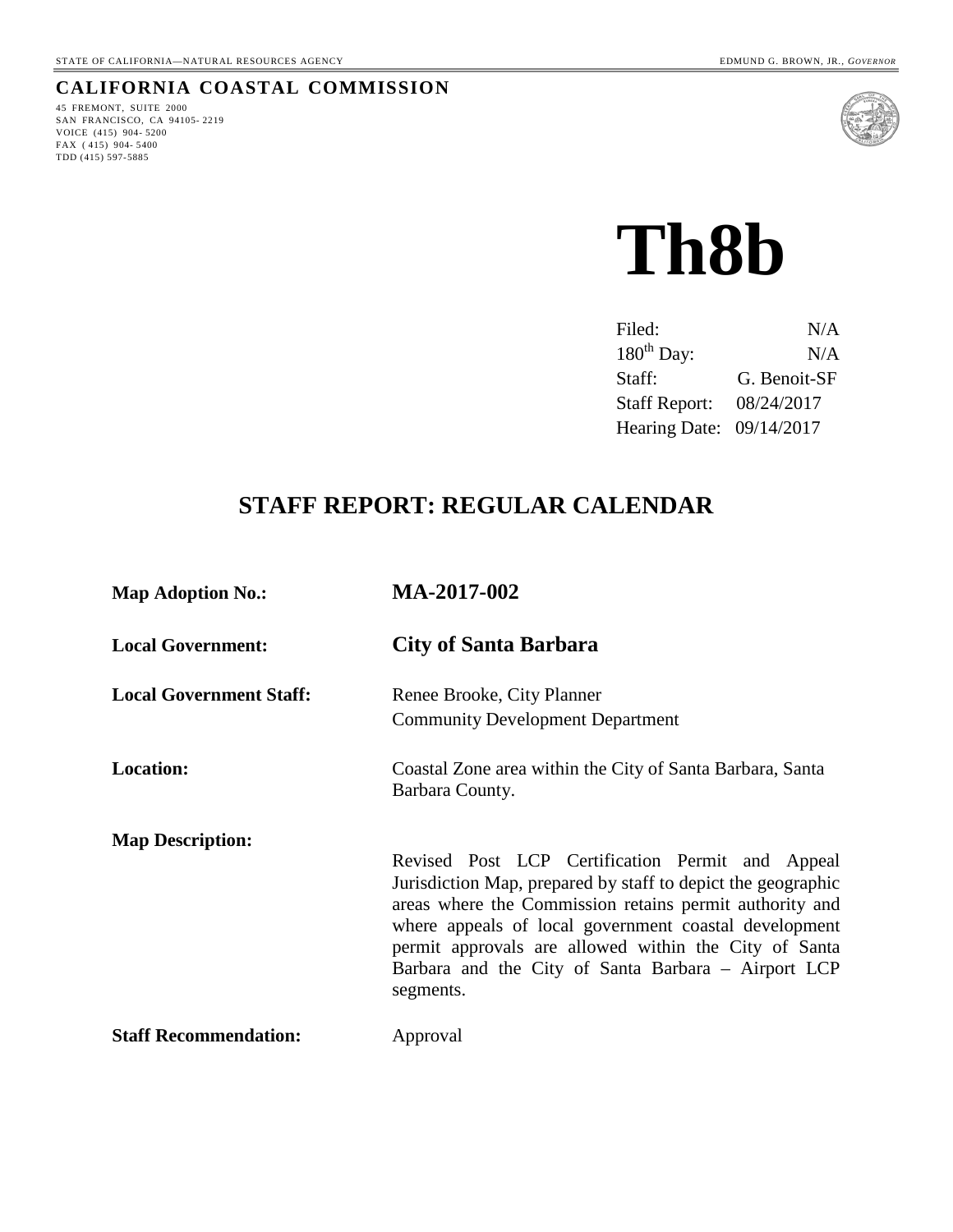STATE OF CALIFORNIA—NATURAL RESOURCES AGENCY EDMUND G. BROWN, JR., *GOVERNOR*

**CALIFORNIA COASTAL COMMISSION**

45 FREMONT, SUITE 2000
SAN FRANCISCO, CA 94105- 2219
VOICE (415) 904- 5200
FAX ( 415) 904- 5400
TDD (415) 597-5885

# Th8b

| | |
|---|---|
| Filed: | N/A |
| 180th Day: | N/A |
| Staff: | G. Benoit-SF |
| Staff Report: | 08/24/2017 |
| Hearing Date: | 09/14/2017 |

## STAFF REPORT: REGULAR CALENDAR

**Map Adoption No.:** **MA-2017-002**

**Local Government:** **City of Santa Barbara**

**Local Government Staff:** Renee Brooke, City Planner
Community Development Department

**Location:** Coastal Zone area within the City of Santa Barbara, Santa Barbara County.

**Map Description:** Revised Post LCP Certification Permit and Appeal Jurisdiction Map, prepared by staff to depict the geographic areas where the Commission retains permit authority and where appeals of local government coastal development permit approvals are allowed within the City of Santa Barbara and the City of Santa Barbara – Airport LCP segments.

**Staff Recommendation:** Approval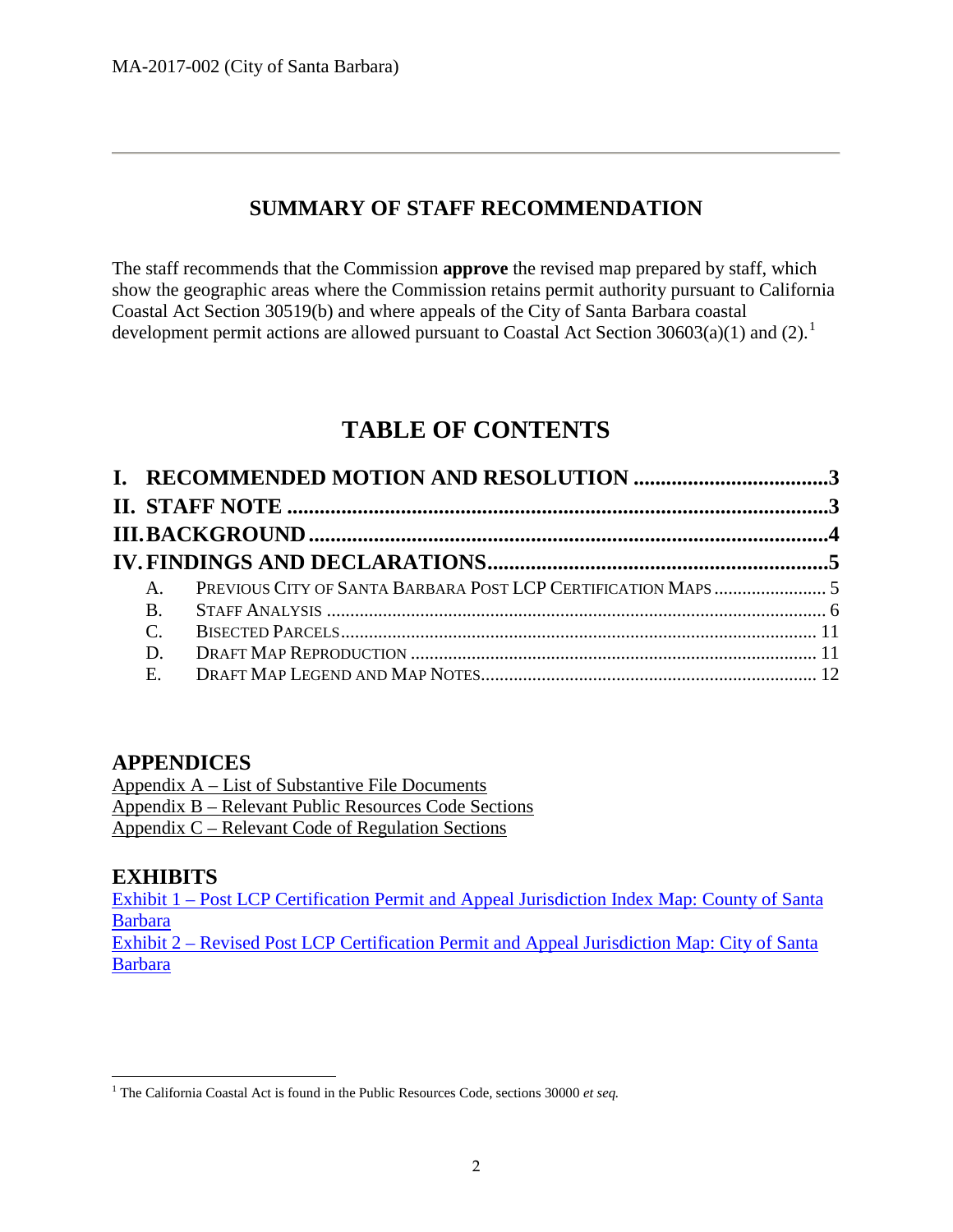# SUMMARY OF STAFF RECOMMENDATION

The staff recommends that the Commission **approve** the revised map prepared by staff, which show the geographic areas where the Commission retains permit authority pursuant to California Coastal Act Section 30519(b) and where appeals of the City of Santa Barbara coastal development permit actions are allowed pursuant to Coastal Act Section 30603(a)(1) and (2).[1]

# TABLE OF CONTENTS

**I. RECOMMENDED MOTION AND RESOLUTION ....................................3**

**II. STAFF NOTE ....................................................................................................3**

**III. BACKGROUND ................................................................................................4**

**IV. FINDINGS AND DECLARATIONS..............................................................5**

- A. PREVIOUS CITY OF SANTA BARBARA POST LCP CERTIFICATION MAPS ........................ 5
- B. STAFF ANALYSIS ........................................................................................................ 6
- C. BISECTED PARCELS.................................................................................................... 11
- D. DRAFT MAP REPRODUCTION ...................................................................................... 11
- E. DRAFT MAP LEGEND AND MAP NOTES........................................................................ 12

## APPENDICES

Appendix A – List of Substantive File Documents
Appendix B – Relevant Public Resources Code Sections
Appendix C – Relevant Code of Regulation Sections

## EXHIBITS

Exhibit 1 – Post LCP Certification Permit and Appeal Jurisdiction Index Map: County of Santa Barbara
Exhibit 2 – Revised Post LCP Certification Permit and Appeal Jurisdiction Map: City of Santa Barbara

---

[1] The California Coastal Act is found in the Public Resources Code, sections 30000 *et seq.*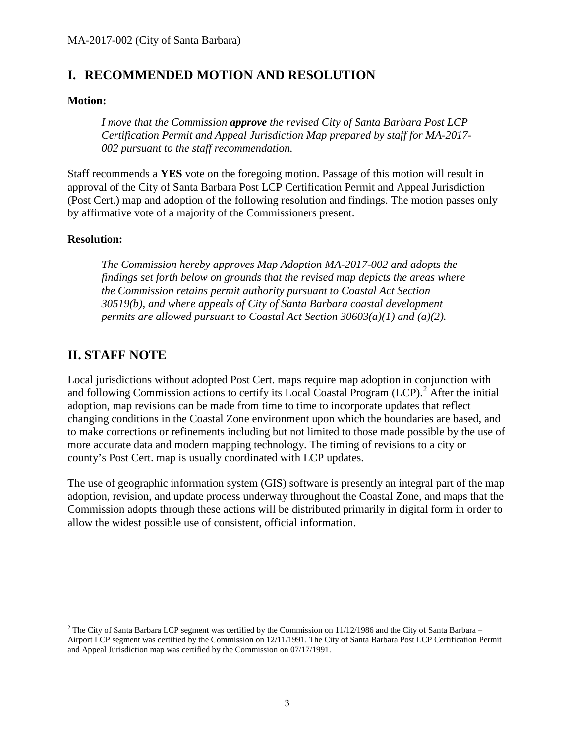## I. RECOMMENDED MOTION AND RESOLUTION

**Motion:**

> *I move that the Commission* ***approve*** *the revised City of Santa Barbara Post LCP Certification Permit and Appeal Jurisdiction Map prepared by staff for MA-2017-002 pursuant to the staff recommendation.*

Staff recommends a **YES** vote on the foregoing motion. Passage of this motion will result in approval of the City of Santa Barbara Post LCP Certification Permit and Appeal Jurisdiction (Post Cert.) map and adoption of the following resolution and findings. The motion passes only by affirmative vote of a majority of the Commissioners present.

**Resolution:**

> *The Commission hereby approves Map Adoption MA-2017-002 and adopts the findings set forth below on grounds that the revised map depicts the areas where the Commission retains permit authority pursuant to Coastal Act Section 30519(b), and where appeals of City of Santa Barbara coastal development permits are allowed pursuant to Coastal Act Section 30603(a)(1) and (a)(2).*

## II. STAFF NOTE

Local jurisdictions without adopted Post Cert. maps require map adoption in conjunction with and following Commission actions to certify its Local Coastal Program (LCP).[2] After the initial adoption, map revisions can be made from time to time to incorporate updates that reflect changing conditions in the Coastal Zone environment upon which the boundaries are based, and to make corrections or refinements including but not limited to those made possible by the use of more accurate data and modern mapping technology. The timing of revisions to a city or county's Post Cert. map is usually coordinated with LCP updates.

The use of geographic information system (GIS) software is presently an integral part of the map adoption, revision, and update process underway throughout the Coastal Zone, and maps that the Commission adopts through these actions will be distributed primarily in digital form in order to allow the widest possible use of consistent, official information.

---

[2] The City of Santa Barbara LCP segment was certified by the Commission on 11/12/1986 and the City of Santa Barbara – Airport LCP segment was certified by the Commission on 12/11/1991. The City of Santa Barbara Post LCP Certification Permit and Appeal Jurisdiction map was certified by the Commission on 07/17/1991.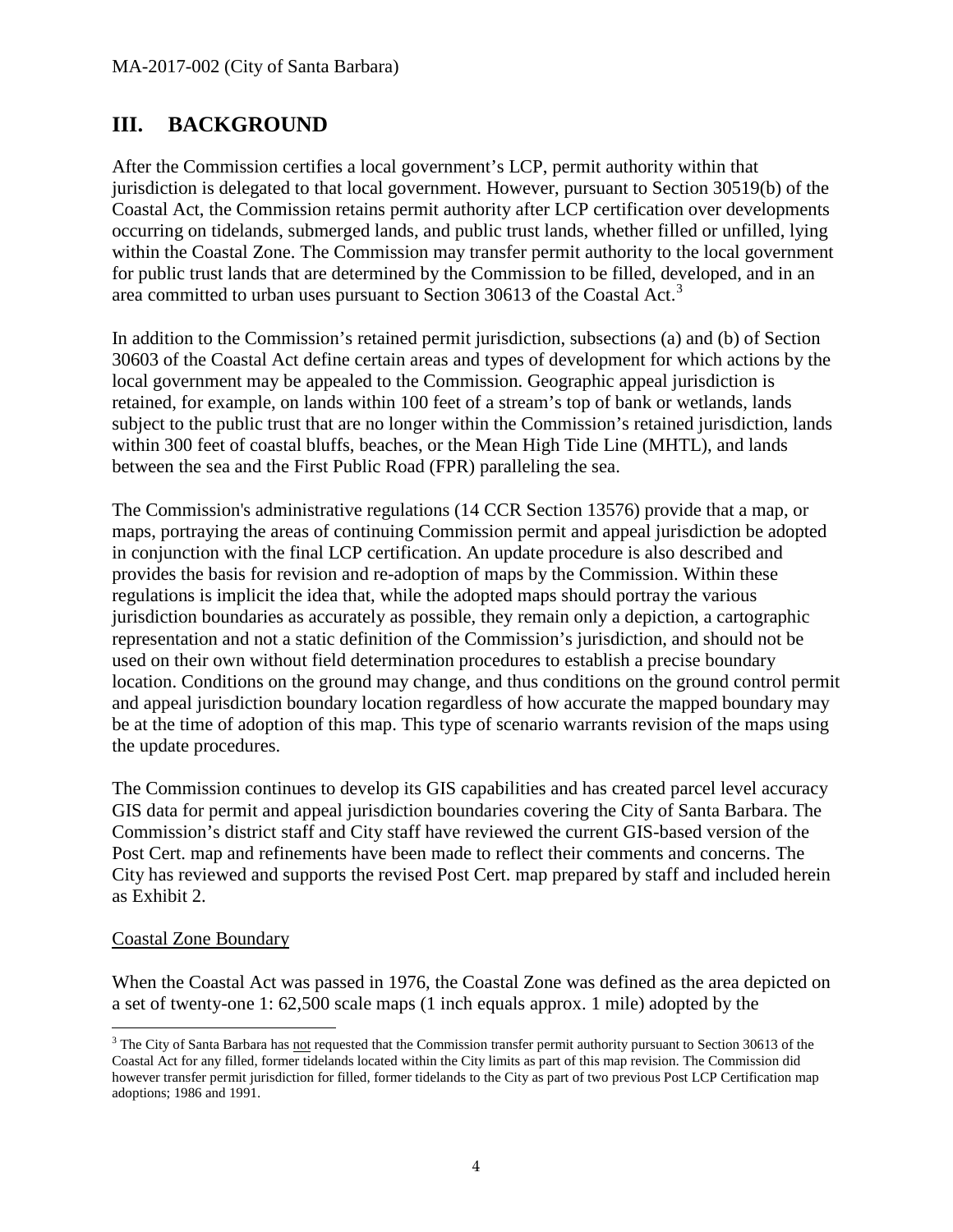## III. BACKGROUND

After the Commission certifies a local government's LCP, permit authority within that jurisdiction is delegated to that local government. However, pursuant to Section 30519(b) of the Coastal Act, the Commission retains permit authority after LCP certification over developments occurring on tidelands, submerged lands, and public trust lands, whether filled or unfilled, lying within the Coastal Zone. The Commission may transfer permit authority to the local government for public trust lands that are determined by the Commission to be filled, developed, and in an area committed to urban uses pursuant to Section 30613 of the Coastal Act.[3]

In addition to the Commission's retained permit jurisdiction, subsections (a) and (b) of Section 30603 of the Coastal Act define certain areas and types of development for which actions by the local government may be appealed to the Commission. Geographic appeal jurisdiction is retained, for example, on lands within 100 feet of a stream's top of bank or wetlands, lands subject to the public trust that are no longer within the Commission's retained jurisdiction, lands within 300 feet of coastal bluffs, beaches, or the Mean High Tide Line (MHTL), and lands between the sea and the First Public Road (FPR) paralleling the sea.

The Commission's administrative regulations (14 CCR Section 13576) provide that a map, or maps, portraying the areas of continuing Commission permit and appeal jurisdiction be adopted in conjunction with the final LCP certification. An update procedure is also described and provides the basis for revision and re-adoption of maps by the Commission. Within these regulations is implicit the idea that, while the adopted maps should portray the various jurisdiction boundaries as accurately as possible, they remain only a depiction, a cartographic representation and not a static definition of the Commission's jurisdiction, and should not be used on their own without field determination procedures to establish a precise boundary location. Conditions on the ground may change, and thus conditions on the ground control permit and appeal jurisdiction boundary location regardless of how accurate the mapped boundary may be at the time of adoption of this map. This type of scenario warrants revision of the maps using the update procedures.

The Commission continues to develop its GIS capabilities and has created parcel level accuracy GIS data for permit and appeal jurisdiction boundaries covering the City of Santa Barbara. The Commission's district staff and City staff have reviewed the current GIS-based version of the Post Cert. map and refinements have been made to reflect their comments and concerns. The City has reviewed and supports the revised Post Cert. map prepared by staff and included herein as Exhibit 2.

Coastal Zone Boundary

When the Coastal Act was passed in 1976, the Coastal Zone was defined as the area depicted on a set of twenty-one 1: 62,500 scale maps (1 inch equals approx. 1 mile) adopted by the

[3] The City of Santa Barbara has not requested that the Commission transfer permit authority pursuant to Section 30613 of the Coastal Act for any filled, former tidelands located within the City limits as part of this map revision. The Commission did however transfer permit jurisdiction for filled, former tidelands to the City as part of two previous Post LCP Certification map adoptions; 1986 and 1991.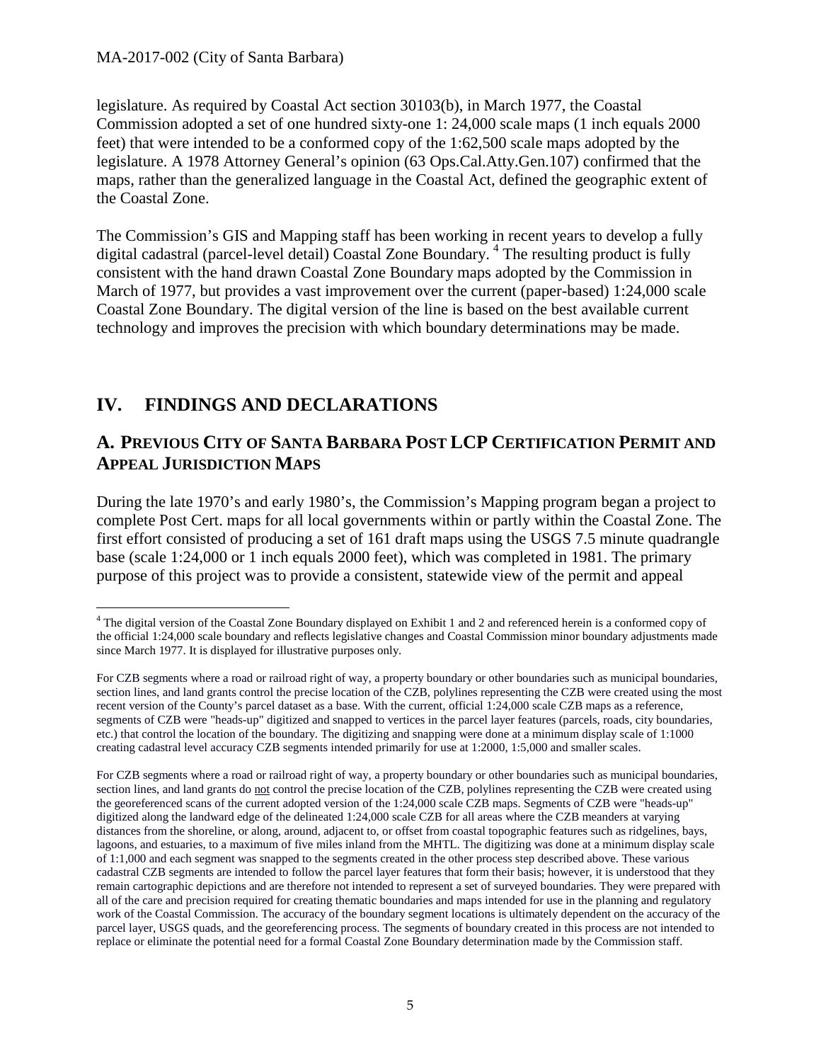legislature. As required by Coastal Act section 30103(b), in March 1977, the Coastal Commission adopted a set of one hundred sixty-one 1: 24,000 scale maps (1 inch equals 2000 feet) that were intended to be a conformed copy of the 1:62,500 scale maps adopted by the legislature. A 1978 Attorney General's opinion (63 Ops.Cal.Atty.Gen.107) confirmed that the maps, rather than the generalized language in the Coastal Act, defined the geographic extent of the Coastal Zone.

The Commission's GIS and Mapping staff has been working in recent years to develop a fully digital cadastral (parcel-level detail) Coastal Zone Boundary. [4] The resulting product is fully consistent with the hand drawn Coastal Zone Boundary maps adopted by the Commission in March of 1977, but provides a vast improvement over the current (paper-based) 1:24,000 scale Coastal Zone Boundary. The digital version of the line is based on the best available current technology and improves the precision with which boundary determinations may be made.

# IV. FINDINGS AND DECLARATIONS

## A. Previous City of Santa Barbara Post LCP Certification Permit and Appeal Jurisdiction Maps

During the late 1970's and early 1980's, the Commission's Mapping program began a project to complete Post Cert. maps for all local governments within or partly within the Coastal Zone. The first effort consisted of producing a set of 161 draft maps using the USGS 7.5 minute quadrangle base (scale 1:24,000 or 1 inch equals 2000 feet), which was completed in 1981. The primary purpose of this project was to provide a consistent, statewide view of the permit and appeal

---

[4] The digital version of the Coastal Zone Boundary displayed on Exhibit 1 and 2 and referenced herein is a conformed copy of the official 1:24,000 scale boundary and reflects legislative changes and Coastal Commission minor boundary adjustments made since March 1977. It is displayed for illustrative purposes only.

For CZB segments where a road or railroad right of way, a property boundary or other boundaries such as municipal boundaries, section lines, and land grants control the precise location of the CZB, polylines representing the CZB were created using the most recent version of the County's parcel dataset as a base. With the current, official 1:24,000 scale CZB maps as a reference, segments of CZB were "heads-up" digitized and snapped to vertices in the parcel layer features (parcels, roads, city boundaries, etc.) that control the location of the boundary. The digitizing and snapping were done at a minimum display scale of 1:1000 creating cadastral level accuracy CZB segments intended primarily for use at 1:2000, 1:5,000 and smaller scales.

For CZB segments where a road or railroad right of way, a property boundary or other boundaries such as municipal boundaries, section lines, and land grants do not control the precise location of the CZB, polylines representing the CZB were created using the georeferenced scans of the current adopted version of the 1:24,000 scale CZB maps. Segments of CZB were "heads-up" digitized along the landward edge of the delineated 1:24,000 scale CZB for all areas where the CZB meanders at varying distances from the shoreline, or along, around, adjacent to, or offset from coastal topographic features such as ridgelines, bays, lagoons, and estuaries, to a maximum of five miles inland from the MHTL. The digitizing was done at a minimum display scale of 1:1,000 and each segment was snapped to the segments created in the other process step described above. These various cadastral CZB segments are intended to follow the parcel layer features that form their basis; however, it is understood that they remain cartographic depictions and are therefore not intended to represent a set of surveyed boundaries. They were prepared with all of the care and precision required for creating thematic boundaries and maps intended for use in the planning and regulatory work of the Coastal Commission. The accuracy of the boundary segment locations is ultimately dependent on the accuracy of the parcel layer, USGS quads, and the georeferencing process. The segments of boundary created in this process are not intended to replace or eliminate the potential need for a formal Coastal Zone Boundary determination made by the Commission staff.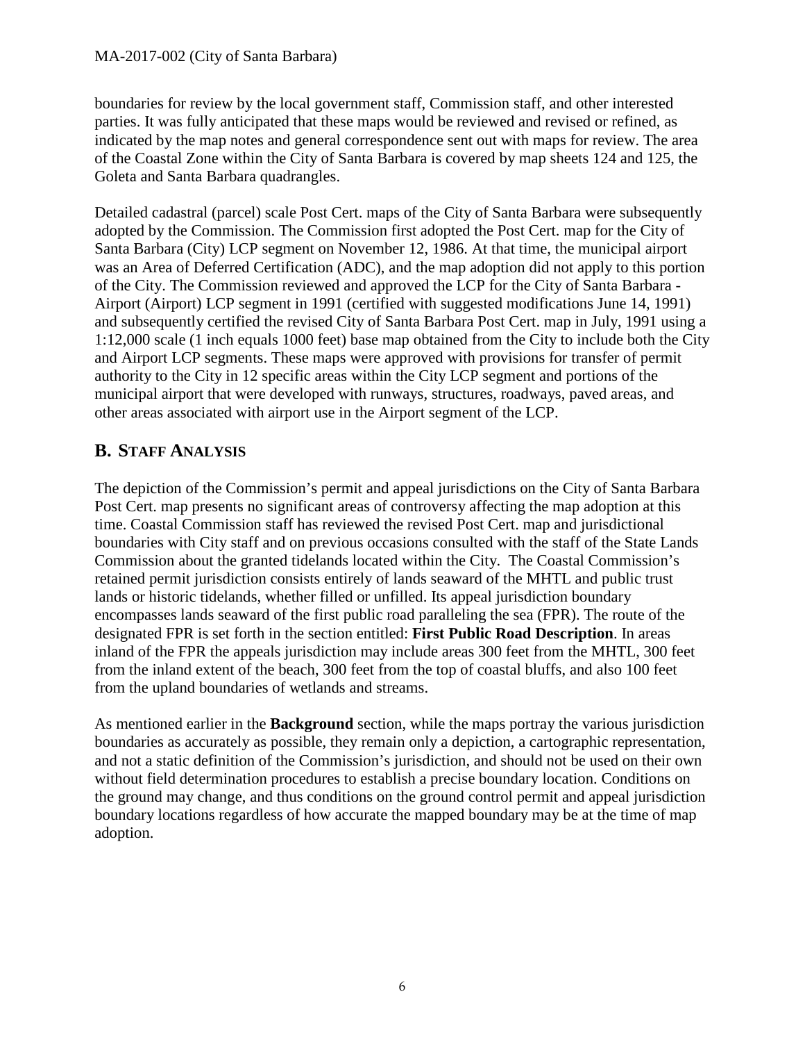boundaries for review by the local government staff, Commission staff, and other interested parties. It was fully anticipated that these maps would be reviewed and revised or refined, as indicated by the map notes and general correspondence sent out with maps for review. The area of the Coastal Zone within the City of Santa Barbara is covered by map sheets 124 and 125, the Goleta and Santa Barbara quadrangles.

Detailed cadastral (parcel) scale Post Cert. maps of the City of Santa Barbara were subsequently adopted by the Commission. The Commission first adopted the Post Cert. map for the City of Santa Barbara (City) LCP segment on November 12, 1986. At that time, the municipal airport was an Area of Deferred Certification (ADC), and the map adoption did not apply to this portion of the City. The Commission reviewed and approved the LCP for the City of Santa Barbara - Airport (Airport) LCP segment in 1991 (certified with suggested modifications June 14, 1991) and subsequently certified the revised City of Santa Barbara Post Cert. map in July, 1991 using a 1:12,000 scale (1 inch equals 1000 feet) base map obtained from the City to include both the City and Airport LCP segments. These maps were approved with provisions for transfer of permit authority to the City in 12 specific areas within the City LCP segment and portions of the municipal airport that were developed with runways, structures, roadways, paved areas, and other areas associated with airport use in the Airport segment of the LCP.

## B. STAFF ANALYSIS

The depiction of the Commission's permit and appeal jurisdictions on the City of Santa Barbara Post Cert. map presents no significant areas of controversy affecting the map adoption at this time. Coastal Commission staff has reviewed the revised Post Cert. map and jurisdictional boundaries with City staff and on previous occasions consulted with the staff of the State Lands Commission about the granted tidelands located within the City. The Coastal Commission's retained permit jurisdiction consists entirely of lands seaward of the MHTL and public trust lands or historic tidelands, whether filled or unfilled. Its appeal jurisdiction boundary encompasses lands seaward of the first public road paralleling the sea (FPR). The route of the designated FPR is set forth in the section entitled: **First Public Road Description**. In areas inland of the FPR the appeals jurisdiction may include areas 300 feet from the MHTL, 300 feet from the inland extent of the beach, 300 feet from the top of coastal bluffs, and also 100 feet from the upland boundaries of wetlands and streams.

As mentioned earlier in the **Background** section, while the maps portray the various jurisdiction boundaries as accurately as possible, they remain only a depiction, a cartographic representation, and not a static definition of the Commission's jurisdiction, and should not be used on their own without field determination procedures to establish a precise boundary location. Conditions on the ground may change, and thus conditions on the ground control permit and appeal jurisdiction boundary locations regardless of how accurate the mapped boundary may be at the time of map adoption.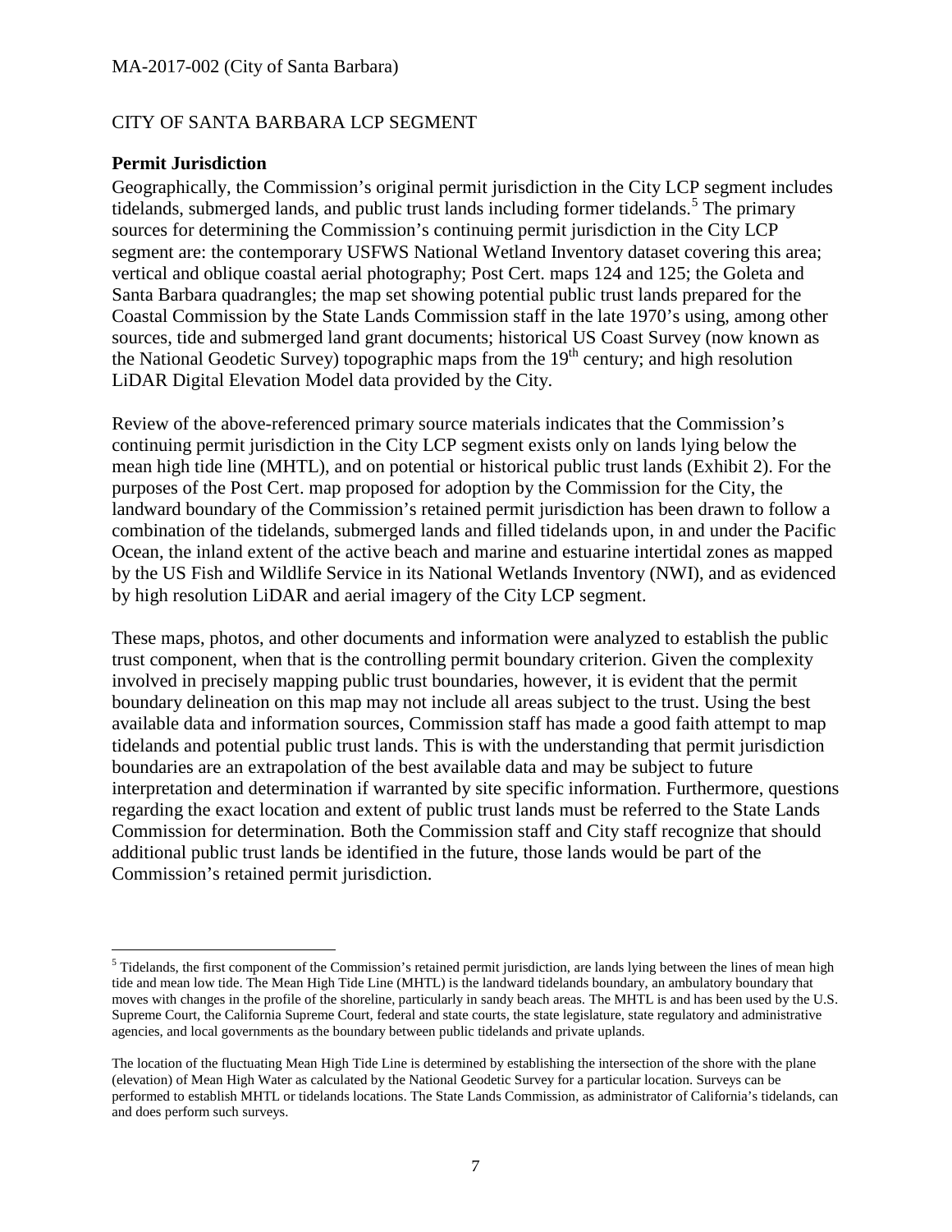CITY OF SANTA BARBARA LCP SEGMENT

**Permit Jurisdiction**

Geographically, the Commission's original permit jurisdiction in the City LCP segment includes tidelands, submerged lands, and public trust lands including former tidelands.[5] The primary sources for determining the Commission's continuing permit jurisdiction in the City LCP segment are: the contemporary USFWS National Wetland Inventory dataset covering this area; vertical and oblique coastal aerial photography; Post Cert. maps 124 and 125; the Goleta and Santa Barbara quadrangles; the map set showing potential public trust lands prepared for the Coastal Commission by the State Lands Commission staff in the late 1970's using, among other sources, tide and submerged land grant documents; historical US Coast Survey (now known as the National Geodetic Survey) topographic maps from the 19th century; and high resolution LiDAR Digital Elevation Model data provided by the City.

Review of the above-referenced primary source materials indicates that the Commission's continuing permit jurisdiction in the City LCP segment exists only on lands lying below the mean high tide line (MHTL), and on potential or historical public trust lands (Exhibit 2). For the purposes of the Post Cert. map proposed for adoption by the Commission for the City, the landward boundary of the Commission's retained permit jurisdiction has been drawn to follow a combination of the tidelands, submerged lands and filled tidelands upon, in and under the Pacific Ocean, the inland extent of the active beach and marine and estuarine intertidal zones as mapped by the US Fish and Wildlife Service in its National Wetlands Inventory (NWI), and as evidenced by high resolution LiDAR and aerial imagery of the City LCP segment.

These maps, photos, and other documents and information were analyzed to establish the public trust component, when that is the controlling permit boundary criterion. Given the complexity involved in precisely mapping public trust boundaries, however, it is evident that the permit boundary delineation on this map may not include all areas subject to the trust. Using the best available data and information sources, Commission staff has made a good faith attempt to map tidelands and potential public trust lands. This is with the understanding that permit jurisdiction boundaries are an extrapolation of the best available data and may be subject to future interpretation and determination if warranted by site specific information. Furthermore, questions regarding the exact location and extent of public trust lands must be referred to the State Lands Commission for determination. Both the Commission staff and City staff recognize that should additional public trust lands be identified in the future, those lands would be part of the Commission's retained permit jurisdiction.

---

[5] Tidelands, the first component of the Commission's retained permit jurisdiction, are lands lying between the lines of mean high tide and mean low tide. The Mean High Tide Line (MHTL) is the landward tidelands boundary, an ambulatory boundary that moves with changes in the profile of the shoreline, particularly in sandy beach areas. The MHTL is and has been used by the U.S. Supreme Court, the California Supreme Court, federal and state courts, the state legislature, state regulatory and administrative agencies, and local governments as the boundary between public tidelands and private uplands.

The location of the fluctuating Mean High Tide Line is determined by establishing the intersection of the shore with the plane (elevation) of Mean High Water as calculated by the National Geodetic Survey for a particular location. Surveys can be performed to establish MHTL or tidelands locations. The State Lands Commission, as administrator of California's tidelands, can and does perform such surveys.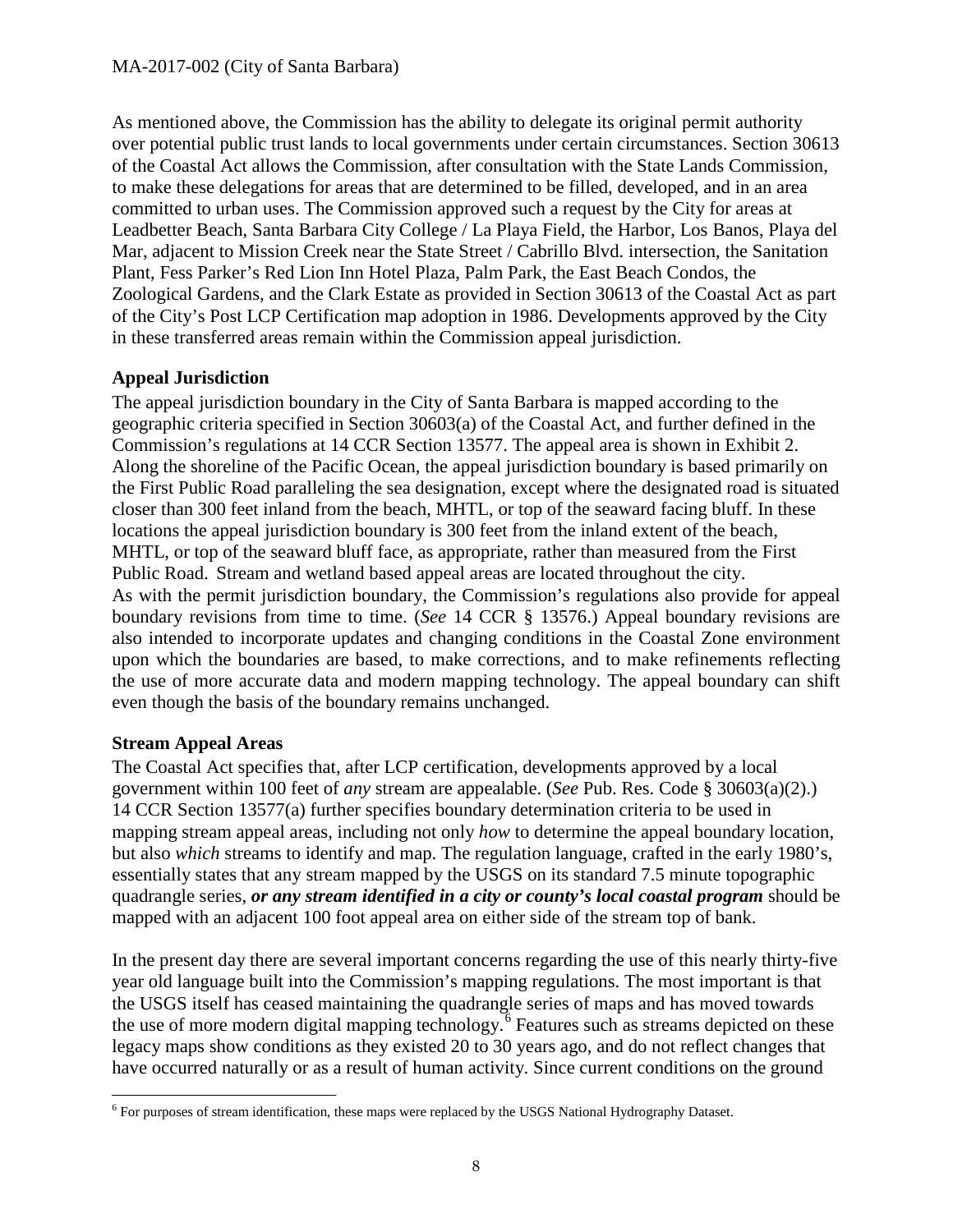As mentioned above, the Commission has the ability to delegate its original permit authority over potential public trust lands to local governments under certain circumstances. Section 30613 of the Coastal Act allows the Commission, after consultation with the State Lands Commission, to make these delegations for areas that are determined to be filled, developed, and in an area committed to urban uses. The Commission approved such a request by the City for areas at Leadbetter Beach, Santa Barbara City College / La Playa Field, the Harbor, Los Banos, Playa del Mar, adjacent to Mission Creek near the State Street / Cabrillo Blvd. intersection, the Sanitation Plant, Fess Parker's Red Lion Inn Hotel Plaza, Palm Park, the East Beach Condos, the Zoological Gardens, and the Clark Estate as provided in Section 30613 of the Coastal Act as part of the City's Post LCP Certification map adoption in 1986. Developments approved by the City in these transferred areas remain within the Commission appeal jurisdiction.

**Appeal Jurisdiction**

The appeal jurisdiction boundary in the City of Santa Barbara is mapped according to the geographic criteria specified in Section 30603(a) of the Coastal Act, and further defined in the Commission's regulations at 14 CCR Section 13577. The appeal area is shown in Exhibit 2. Along the shoreline of the Pacific Ocean, the appeal jurisdiction boundary is based primarily on the First Public Road paralleling the sea designation, except where the designated road is situated closer than 300 feet inland from the beach, MHTL, or top of the seaward facing bluff. In these locations the appeal jurisdiction boundary is 300 feet from the inland extent of the beach, MHTL, or top of the seaward bluff face, as appropriate, rather than measured from the First Public Road. Stream and wetland based appeal areas are located throughout the city.

As with the permit jurisdiction boundary, the Commission's regulations also provide for appeal boundary revisions from time to time. (*See* 14 CCR § 13576.) Appeal boundary revisions are also intended to incorporate updates and changing conditions in the Coastal Zone environment upon which the boundaries are based, to make corrections, and to make refinements reflecting the use of more accurate data and modern mapping technology. The appeal boundary can shift even though the basis of the boundary remains unchanged.

**Stream Appeal Areas**

The Coastal Act specifies that, after LCP certification, developments approved by a local government within 100 feet of *any* stream are appealable. (*See* Pub. Res. Code § 30603(a)(2).) 14 CCR Section 13577(a) further specifies boundary determination criteria to be used in mapping stream appeal areas, including not only *how* to determine the appeal boundary location, but also *which* streams to identify and map. The regulation language, crafted in the early 1980's, essentially states that any stream mapped by the USGS on its standard 7.5 minute topographic quadrangle series, ***or any stream identified in a city or county's local coastal program*** should be mapped with an adjacent 100 foot appeal area on either side of the stream top of bank.

In the present day there are several important concerns regarding the use of this nearly thirty-five year old language built into the Commission's mapping regulations. The most important is that the USGS itself has ceased maintaining the quadrangle series of maps and has moved towards the use of more modern digital mapping technology.[6] Features such as streams depicted on these legacy maps show conditions as they existed 20 to 30 years ago, and do not reflect changes that have occurred naturally or as a result of human activity. Since current conditions on the ground

[6] For purposes of stream identification, these maps were replaced by the USGS National Hydrography Dataset.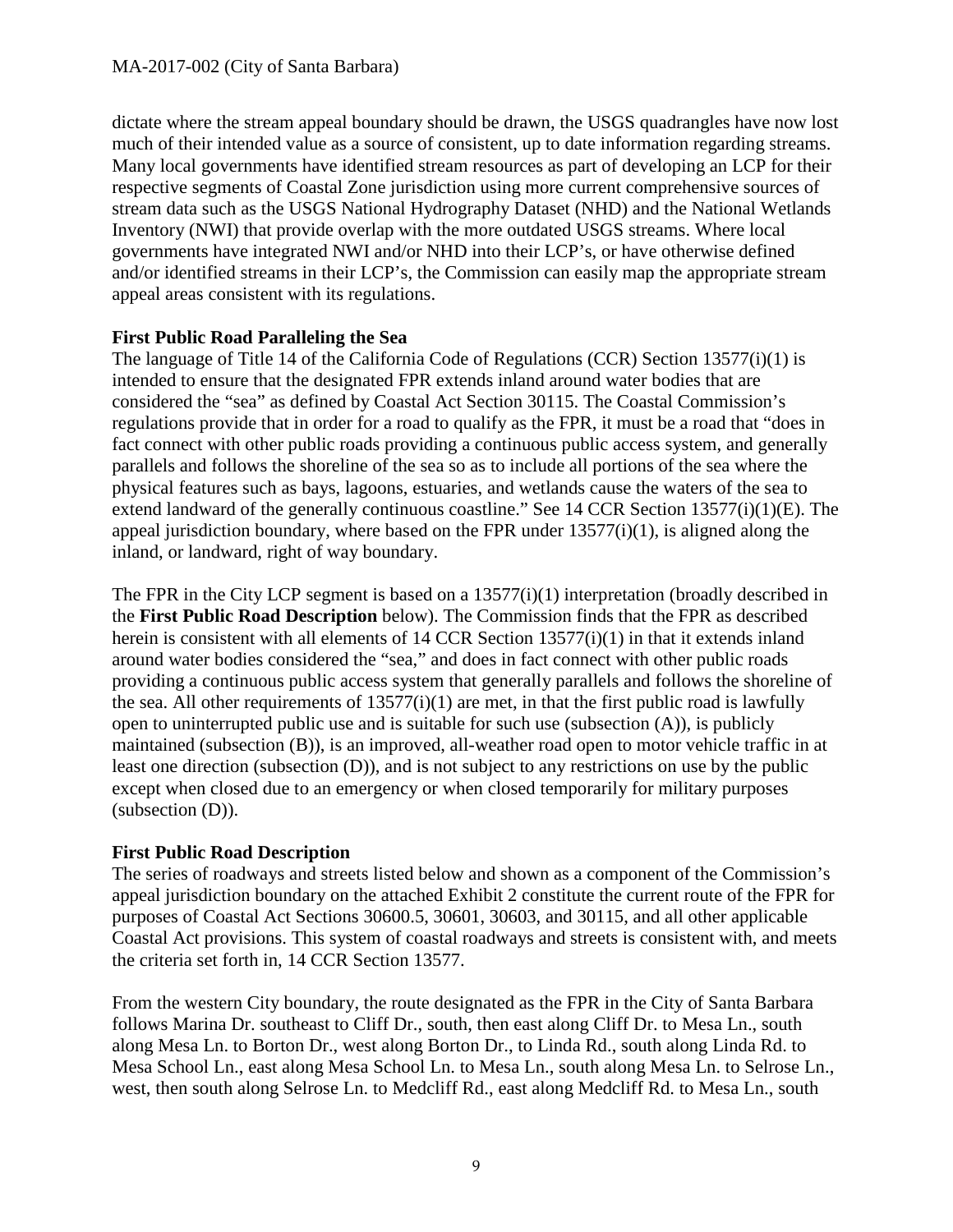dictate where the stream appeal boundary should be drawn, the USGS quadrangles have now lost much of their intended value as a source of consistent, up to date information regarding streams. Many local governments have identified stream resources as part of developing an LCP for their respective segments of Coastal Zone jurisdiction using more current comprehensive sources of stream data such as the USGS National Hydrography Dataset (NHD) and the National Wetlands Inventory (NWI) that provide overlap with the more outdated USGS streams. Where local governments have integrated NWI and/or NHD into their LCP's, or have otherwise defined and/or identified streams in their LCP's, the Commission can easily map the appropriate stream appeal areas consistent with its regulations.

**First Public Road Paralleling the Sea**

The language of Title 14 of the California Code of Regulations (CCR) Section 13577(i)(1) is intended to ensure that the designated FPR extends inland around water bodies that are considered the "sea" as defined by Coastal Act Section 30115. The Coastal Commission's regulations provide that in order for a road to qualify as the FPR, it must be a road that "does in fact connect with other public roads providing a continuous public access system, and generally parallels and follows the shoreline of the sea so as to include all portions of the sea where the physical features such as bays, lagoons, estuaries, and wetlands cause the waters of the sea to extend landward of the generally continuous coastline." See 14 CCR Section 13577(i)(1)(E). The appeal jurisdiction boundary, where based on the FPR under 13577(i)(1), is aligned along the inland, or landward, right of way boundary.

The FPR in the City LCP segment is based on a 13577(i)(1) interpretation (broadly described in the **First Public Road Description** below). The Commission finds that the FPR as described herein is consistent with all elements of 14 CCR Section 13577(i)(1) in that it extends inland around water bodies considered the "sea," and does in fact connect with other public roads providing a continuous public access system that generally parallels and follows the shoreline of the sea. All other requirements of 13577(i)(1) are met, in that the first public road is lawfully open to uninterrupted public use and is suitable for such use (subsection (A)), is publicly maintained (subsection (B)), is an improved, all-weather road open to motor vehicle traffic in at least one direction (subsection (D)), and is not subject to any restrictions on use by the public except when closed due to an emergency or when closed temporarily for military purposes (subsection (D)).

**First Public Road Description**

The series of roadways and streets listed below and shown as a component of the Commission's appeal jurisdiction boundary on the attached Exhibit 2 constitute the current route of the FPR for purposes of Coastal Act Sections 30600.5, 30601, 30603, and 30115, and all other applicable Coastal Act provisions. This system of coastal roadways and streets is consistent with, and meets the criteria set forth in, 14 CCR Section 13577.

From the western City boundary, the route designated as the FPR in the City of Santa Barbara follows Marina Dr. southeast to Cliff Dr., south, then east along Cliff Dr. to Mesa Ln., south along Mesa Ln. to Borton Dr., west along Borton Dr., to Linda Rd., south along Linda Rd. to Mesa School Ln., east along Mesa School Ln. to Mesa Ln., south along Mesa Ln. to Selrose Ln., west, then south along Selrose Ln. to Medcliff Rd., east along Medcliff Rd. to Mesa Ln., south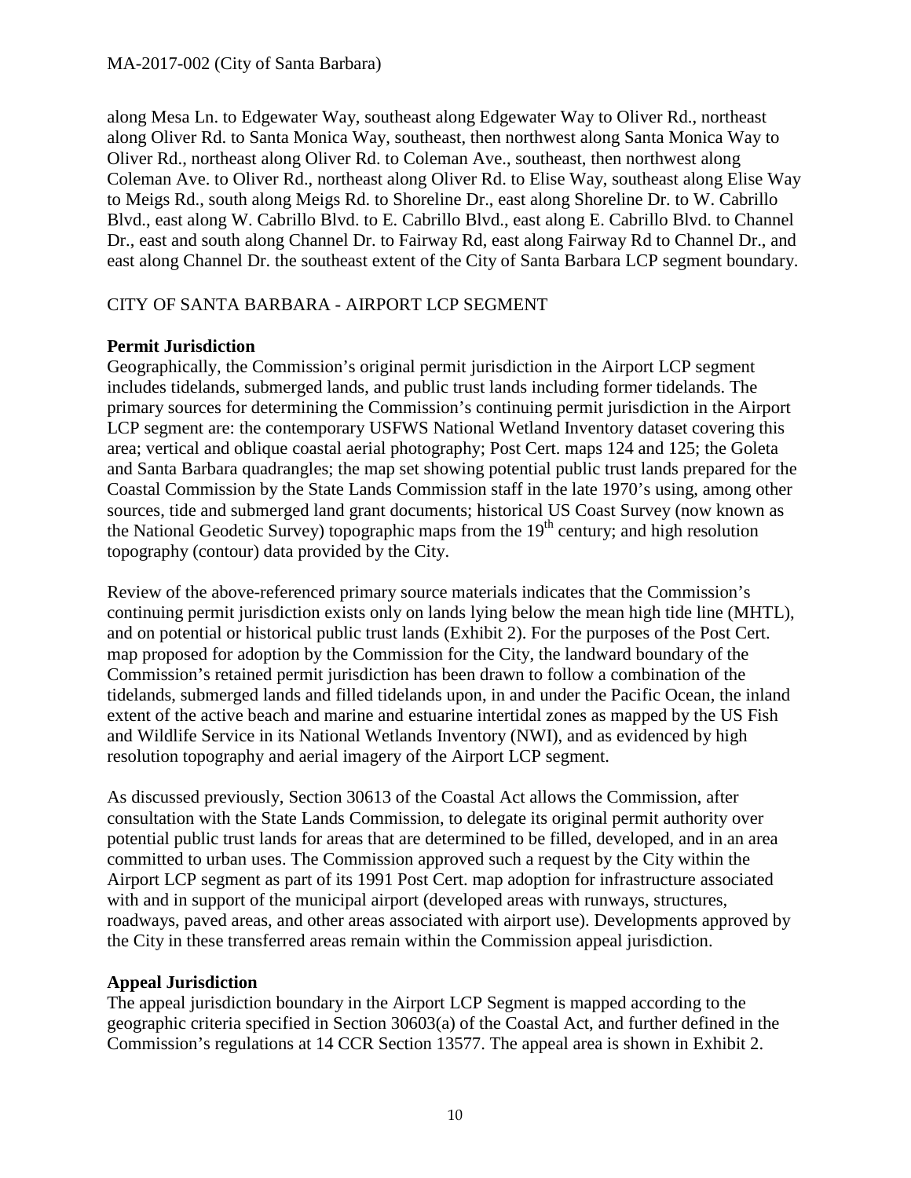along Mesa Ln. to Edgewater Way, southeast along Edgewater Way to Oliver Rd., northeast along Oliver Rd. to Santa Monica Way, southeast, then northwest along Santa Monica Way to Oliver Rd., northeast along Oliver Rd. to Coleman Ave., southeast, then northwest along Coleman Ave. to Oliver Rd., northeast along Oliver Rd. to Elise Way, southeast along Elise Way to Meigs Rd., south along Meigs Rd. to Shoreline Dr., east along Shoreline Dr. to W. Cabrillo Blvd., east along W. Cabrillo Blvd. to E. Cabrillo Blvd., east along E. Cabrillo Blvd. to Channel Dr., east and south along Channel Dr. to Fairway Rd, east along Fairway Rd to Channel Dr., and east along Channel Dr. the southeast extent of the City of Santa Barbara LCP segment boundary.

## CITY OF SANTA BARBARA - AIRPORT LCP SEGMENT

### Permit Jurisdiction

Geographically, the Commission's original permit jurisdiction in the Airport LCP segment includes tidelands, submerged lands, and public trust lands including former tidelands. The primary sources for determining the Commission's continuing permit jurisdiction in the Airport LCP segment are: the contemporary USFWS National Wetland Inventory dataset covering this area; vertical and oblique coastal aerial photography; Post Cert. maps 124 and 125; the Goleta and Santa Barbara quadrangles; the map set showing potential public trust lands prepared for the Coastal Commission by the State Lands Commission staff in the late 1970's using, among other sources, tide and submerged land grant documents; historical US Coast Survey (now known as the National Geodetic Survey) topographic maps from the 19th century; and high resolution topography (contour) data provided by the City.

Review of the above-referenced primary source materials indicates that the Commission's continuing permit jurisdiction exists only on lands lying below the mean high tide line (MHTL), and on potential or historical public trust lands (Exhibit 2). For the purposes of the Post Cert. map proposed for adoption by the Commission for the City, the landward boundary of the Commission's retained permit jurisdiction has been drawn to follow a combination of the tidelands, submerged lands and filled tidelands upon, in and under the Pacific Ocean, the inland extent of the active beach and marine and estuarine intertidal zones as mapped by the US Fish and Wildlife Service in its National Wetlands Inventory (NWI), and as evidenced by high resolution topography and aerial imagery of the Airport LCP segment.

As discussed previously, Section 30613 of the Coastal Act allows the Commission, after consultation with the State Lands Commission, to delegate its original permit authority over potential public trust lands for areas that are determined to be filled, developed, and in an area committed to urban uses. The Commission approved such a request by the City within the Airport LCP segment as part of its 1991 Post Cert. map adoption for infrastructure associated with and in support of the municipal airport (developed areas with runways, structures, roadways, paved areas, and other areas associated with airport use). Developments approved by the City in these transferred areas remain within the Commission appeal jurisdiction.

### Appeal Jurisdiction

The appeal jurisdiction boundary in the Airport LCP Segment is mapped according to the geographic criteria specified in Section 30603(a) of the Coastal Act, and further defined in the Commission's regulations at 14 CCR Section 13577. The appeal area is shown in Exhibit 2.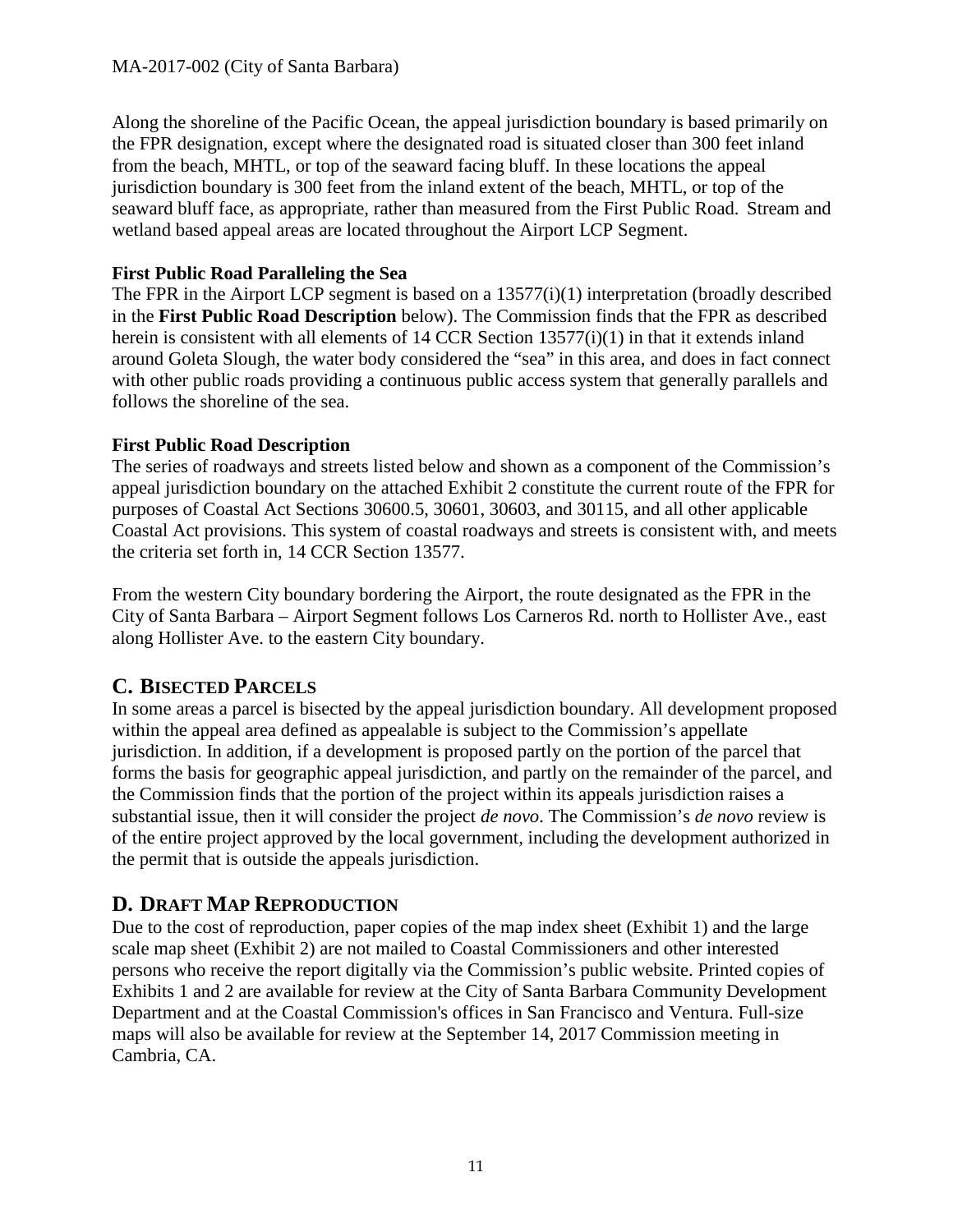Along the shoreline of the Pacific Ocean, the appeal jurisdiction boundary is based primarily on the FPR designation, except where the designated road is situated closer than 300 feet inland from the beach, MHTL, or top of the seaward facing bluff. In these locations the appeal jurisdiction boundary is 300 feet from the inland extent of the beach, MHTL, or top of the seaward bluff face, as appropriate, rather than measured from the First Public Road. Stream and wetland based appeal areas are located throughout the Airport LCP Segment.

**First Public Road Paralleling the Sea**
The FPR in the Airport LCP segment is based on a 13577(i)(1) interpretation (broadly described in the **First Public Road Description** below). The Commission finds that the FPR as described herein is consistent with all elements of 14 CCR Section 13577(i)(1) in that it extends inland around Goleta Slough, the water body considered the "sea" in this area, and does in fact connect with other public roads providing a continuous public access system that generally parallels and follows the shoreline of the sea.

**First Public Road Description**
The series of roadways and streets listed below and shown as a component of the Commission's appeal jurisdiction boundary on the attached Exhibit 2 constitute the current route of the FPR for purposes of Coastal Act Sections 30600.5, 30601, 30603, and 30115, and all other applicable Coastal Act provisions. This system of coastal roadways and streets is consistent with, and meets the criteria set forth in, 14 CCR Section 13577.

From the western City boundary bordering the Airport, the route designated as the FPR in the City of Santa Barbara – Airport Segment follows Los Carneros Rd. north to Hollister Ave., east along Hollister Ave. to the eastern City boundary.

## C. BISECTED PARCELS

In some areas a parcel is bisected by the appeal jurisdiction boundary. All development proposed within the appeal area defined as appealable is subject to the Commission's appellate jurisdiction. In addition, if a development is proposed partly on the portion of the parcel that forms the basis for geographic appeal jurisdiction, and partly on the remainder of the parcel, and the Commission finds that the portion of the project within its appeals jurisdiction raises a substantial issue, then it will consider the project *de novo*. The Commission's *de novo* review is of the entire project approved by the local government, including the development authorized in the permit that is outside the appeals jurisdiction.

## D. DRAFT MAP REPRODUCTION

Due to the cost of reproduction, paper copies of the map index sheet (Exhibit 1) and the large scale map sheet (Exhibit 2) are not mailed to Coastal Commissioners and other interested persons who receive the report digitally via the Commission's public website. Printed copies of Exhibits 1 and 2 are available for review at the City of Santa Barbara Community Development Department and at the Coastal Commission's offices in San Francisco and Ventura. Full-size maps will also be available for review at the September 14, 2017 Commission meeting in Cambria, CA.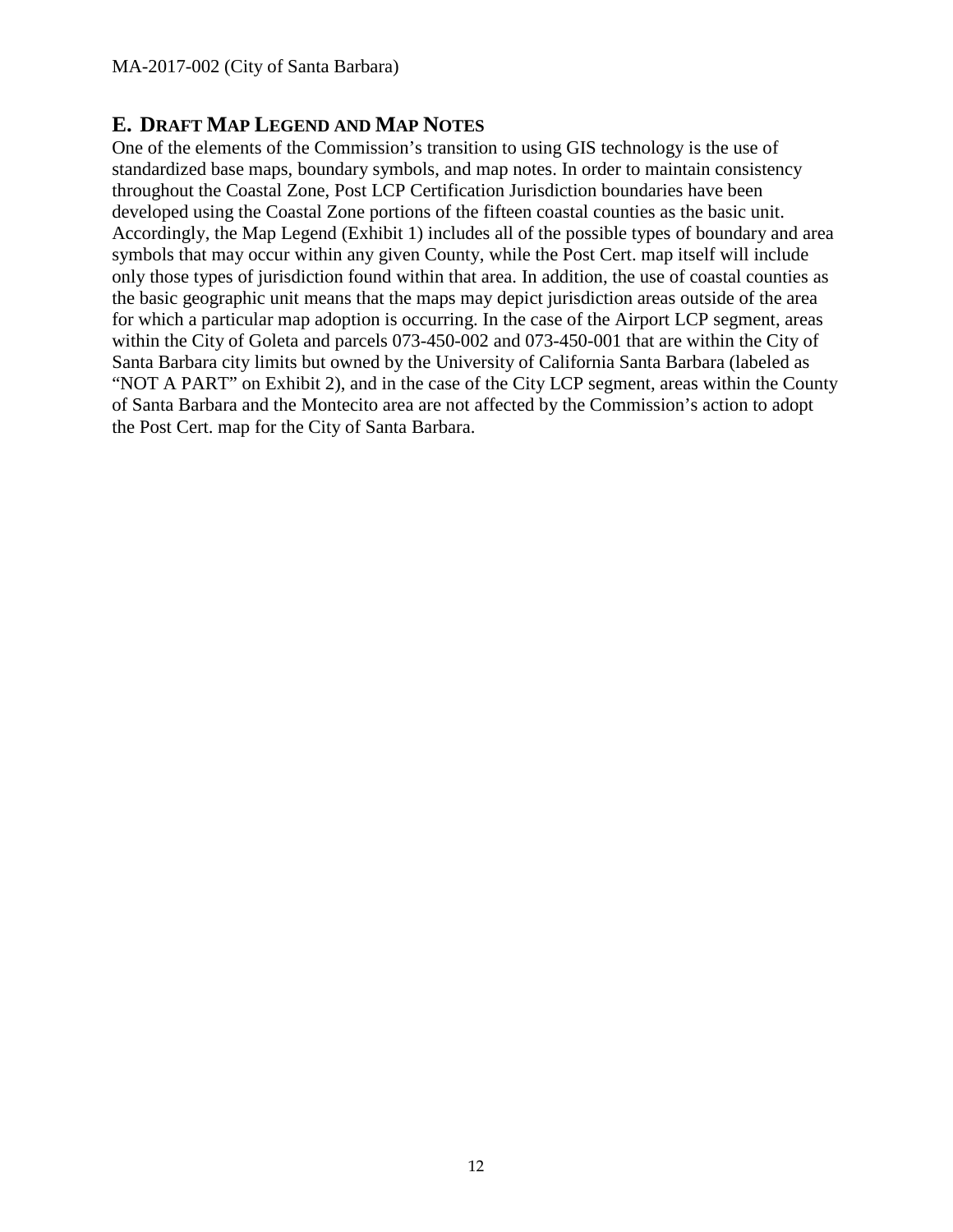## E. DRAFT MAP LEGEND AND MAP NOTES

One of the elements of the Commission's transition to using GIS technology is the use of standardized base maps, boundary symbols, and map notes. In order to maintain consistency throughout the Coastal Zone, Post LCP Certification Jurisdiction boundaries have been developed using the Coastal Zone portions of the fifteen coastal counties as the basic unit. Accordingly, the Map Legend (Exhibit 1) includes all of the possible types of boundary and area symbols that may occur within any given County, while the Post Cert. map itself will include only those types of jurisdiction found within that area. In addition, the use of coastal counties as the basic geographic unit means that the maps may depict jurisdiction areas outside of the area for which a particular map adoption is occurring. In the case of the Airport LCP segment, areas within the City of Goleta and parcels 073-450-002 and 073-450-001 that are within the City of Santa Barbara city limits but owned by the University of California Santa Barbara (labeled as "NOT A PART" on Exhibit 2), and in the case of the City LCP segment, areas within the County of Santa Barbara and the Montecito area are not affected by the Commission's action to adopt the Post Cert. map for the City of Santa Barbara.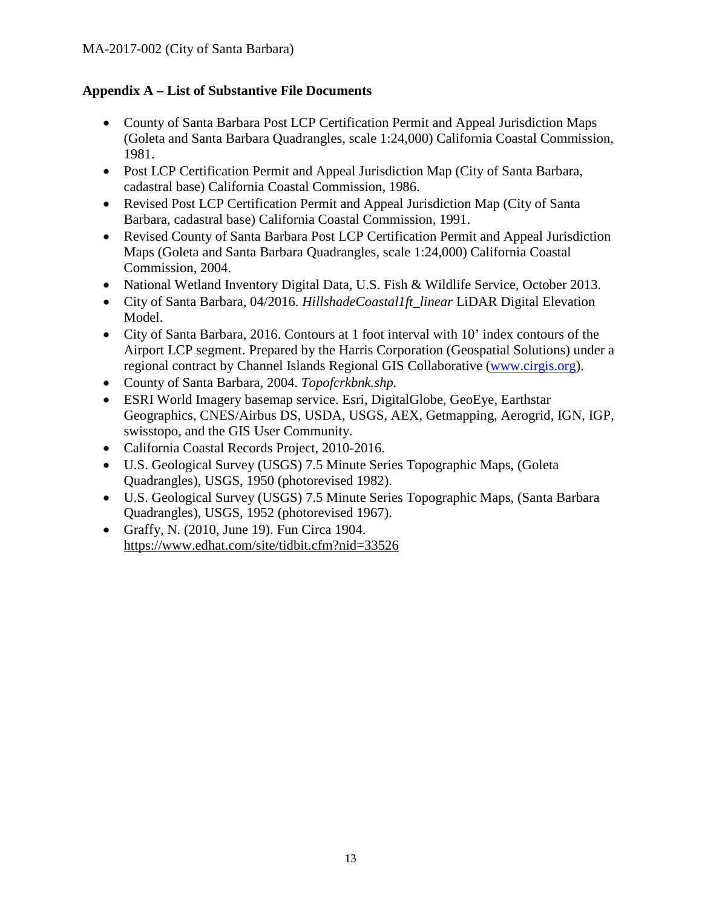## Appendix A – List of Substantive File Documents

- County of Santa Barbara Post LCP Certification Permit and Appeal Jurisdiction Maps (Goleta and Santa Barbara Quadrangles, scale 1:24,000) California Coastal Commission, 1981.
- Post LCP Certification Permit and Appeal Jurisdiction Map (City of Santa Barbara, cadastral base) California Coastal Commission, 1986.
- Revised Post LCP Certification Permit and Appeal Jurisdiction Map (City of Santa Barbara, cadastral base) California Coastal Commission, 1991.
- Revised County of Santa Barbara Post LCP Certification Permit and Appeal Jurisdiction Maps (Goleta and Santa Barbara Quadrangles, scale 1:24,000) California Coastal Commission, 2004.
- National Wetland Inventory Digital Data, U.S. Fish & Wildlife Service, October 2013.
- City of Santa Barbara, 04/2016. *HillshadeCoastal1ft_linear* LiDAR Digital Elevation Model.
- City of Santa Barbara, 2016. Contours at 1 foot interval with 10' index contours of the Airport LCP segment. Prepared by the Harris Corporation (Geospatial Solutions) under a regional contract by Channel Islands Regional GIS Collaborative ([www.cirgis.org](http://www.cirgis.org)).
- County of Santa Barbara, 2004. *Topofcrkbnk.shp.*
- ESRI World Imagery basemap service. Esri, DigitalGlobe, GeoEye, Earthstar Geographics, CNES/Airbus DS, USDA, USGS, AEX, Getmapping, Aerogrid, IGN, IGP, swisstopo, and the GIS User Community.
- California Coastal Records Project, 2010-2016.
- U.S. Geological Survey (USGS) 7.5 Minute Series Topographic Maps, (Goleta Quadrangles), USGS, 1950 (photorevised 1982).
- U.S. Geological Survey (USGS) 7.5 Minute Series Topographic Maps, (Santa Barbara Quadrangles), USGS, 1952 (photorevised 1967).
- Graffy, N. (2010, June 19). Fun Circa 1904. https://www.edhat.com/site/tidbit.cfm?nid=33526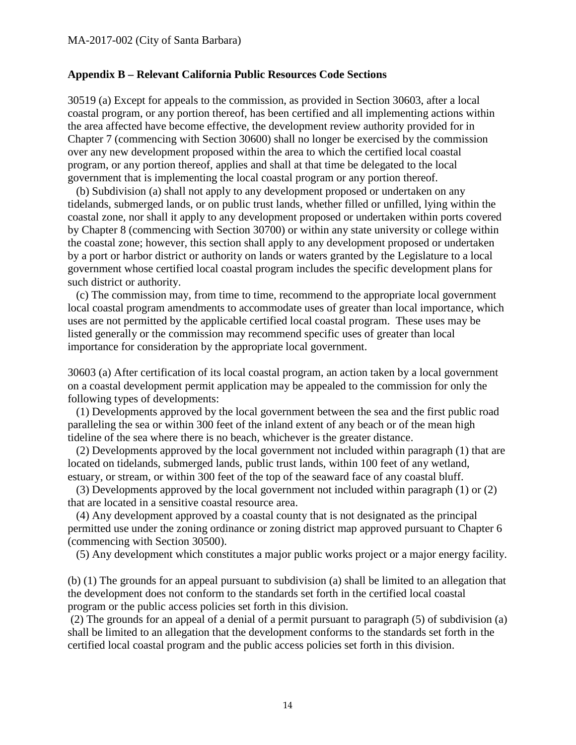**Appendix B – Relevant California Public Resources Code Sections**

30519 (a) Except for appeals to the commission, as provided in Section 30603, after a local coastal program, or any portion thereof, has been certified and all implementing actions within the area affected have become effective, the development review authority provided for in Chapter 7 (commencing with Section 30600) shall no longer be exercised by the commission over any new development proposed within the area to which the certified local coastal program, or any portion thereof, applies and shall at that time be delegated to the local government that is implementing the local coastal program or any portion thereof.

(b) Subdivision (a) shall not apply to any development proposed or undertaken on any tidelands, submerged lands, or on public trust lands, whether filled or unfilled, lying within the coastal zone, nor shall it apply to any development proposed or undertaken within ports covered by Chapter 8 (commencing with Section 30700) or within any state university or college within the coastal zone; however, this section shall apply to any development proposed or undertaken by a port or harbor district or authority on lands or waters granted by the Legislature to a local government whose certified local coastal program includes the specific development plans for such district or authority.

(c) The commission may, from time to time, recommend to the appropriate local government local coastal program amendments to accommodate uses of greater than local importance, which uses are not permitted by the applicable certified local coastal program. These uses may be listed generally or the commission may recommend specific uses of greater than local importance for consideration by the appropriate local government.

30603 (a) After certification of its local coastal program, an action taken by a local government on a coastal development permit application may be appealed to the commission for only the following types of developments:

(1) Developments approved by the local government between the sea and the first public road paralleling the sea or within 300 feet of the inland extent of any beach or of the mean high tideline of the sea where there is no beach, whichever is the greater distance.

(2) Developments approved by the local government not included within paragraph (1) that are located on tidelands, submerged lands, public trust lands, within 100 feet of any wetland, estuary, or stream, or within 300 feet of the top of the seaward face of any coastal bluff.

(3) Developments approved by the local government not included within paragraph (1) or (2) that are located in a sensitive coastal resource area.

(4) Any development approved by a coastal county that is not designated as the principal permitted use under the zoning ordinance or zoning district map approved pursuant to Chapter 6 (commencing with Section 30500).

(5) Any development which constitutes a major public works project or a major energy facility.

(b) (1) The grounds for an appeal pursuant to subdivision (a) shall be limited to an allegation that the development does not conform to the standards set forth in the certified local coastal program or the public access policies set forth in this division.

(2) The grounds for an appeal of a denial of a permit pursuant to paragraph (5) of subdivision (a) shall be limited to an allegation that the development conforms to the standards set forth in the certified local coastal program and the public access policies set forth in this division.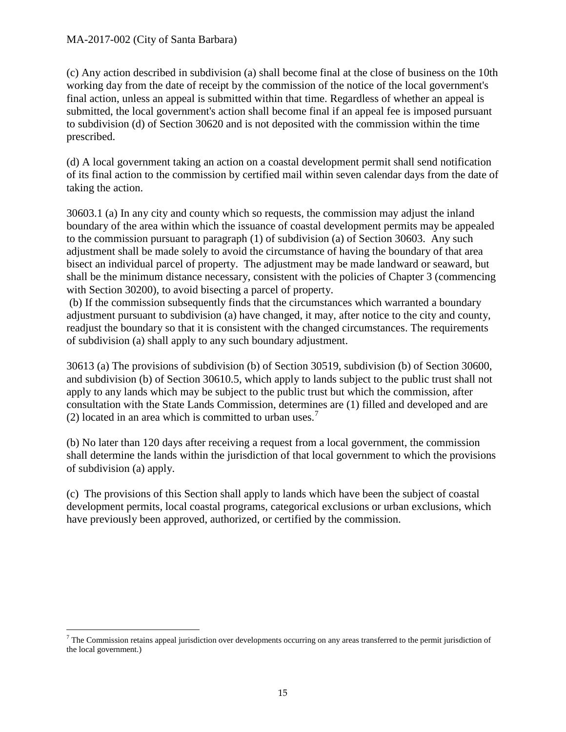(c) Any action described in subdivision (a) shall become final at the close of business on the 10th working day from the date of receipt by the commission of the notice of the local government's final action, unless an appeal is submitted within that time. Regardless of whether an appeal is submitted, the local government's action shall become final if an appeal fee is imposed pursuant to subdivision (d) of Section 30620 and is not deposited with the commission within the time prescribed.

(d) A local government taking an action on a coastal development permit shall send notification of its final action to the commission by certified mail within seven calendar days from the date of taking the action.

30603.1 (a) In any city and county which so requests, the commission may adjust the inland boundary of the area within which the issuance of coastal development permits may be appealed to the commission pursuant to paragraph (1) of subdivision (a) of Section 30603. Any such adjustment shall be made solely to avoid the circumstance of having the boundary of that area bisect an individual parcel of property. The adjustment may be made landward or seaward, but shall be the minimum distance necessary, consistent with the policies of Chapter 3 (commencing with Section 30200), to avoid bisecting a parcel of property.
(b) If the commission subsequently finds that the circumstances which warranted a boundary adjustment pursuant to subdivision (a) have changed, it may, after notice to the city and county, readjust the boundary so that it is consistent with the changed circumstances. The requirements of subdivision (a) shall apply to any such boundary adjustment.

30613 (a) The provisions of subdivision (b) of Section 30519, subdivision (b) of Section 30600, and subdivision (b) of Section 30610.5, which apply to lands subject to the public trust shall not apply to any lands which may be subject to the public trust but which the commission, after consultation with the State Lands Commission, determines are (1) filled and developed and are (2) located in an area which is committed to urban uses.[7]

(b) No later than 120 days after receiving a request from a local government, the commission shall determine the lands within the jurisdiction of that local government to which the provisions of subdivision (a) apply.

(c) The provisions of this Section shall apply to lands which have been the subject of coastal development permits, local coastal programs, categorical exclusions or urban exclusions, which have previously been approved, authorized, or certified by the commission.

---

[7] The Commission retains appeal jurisdiction over developments occurring on any areas transferred to the permit jurisdiction of the local government.)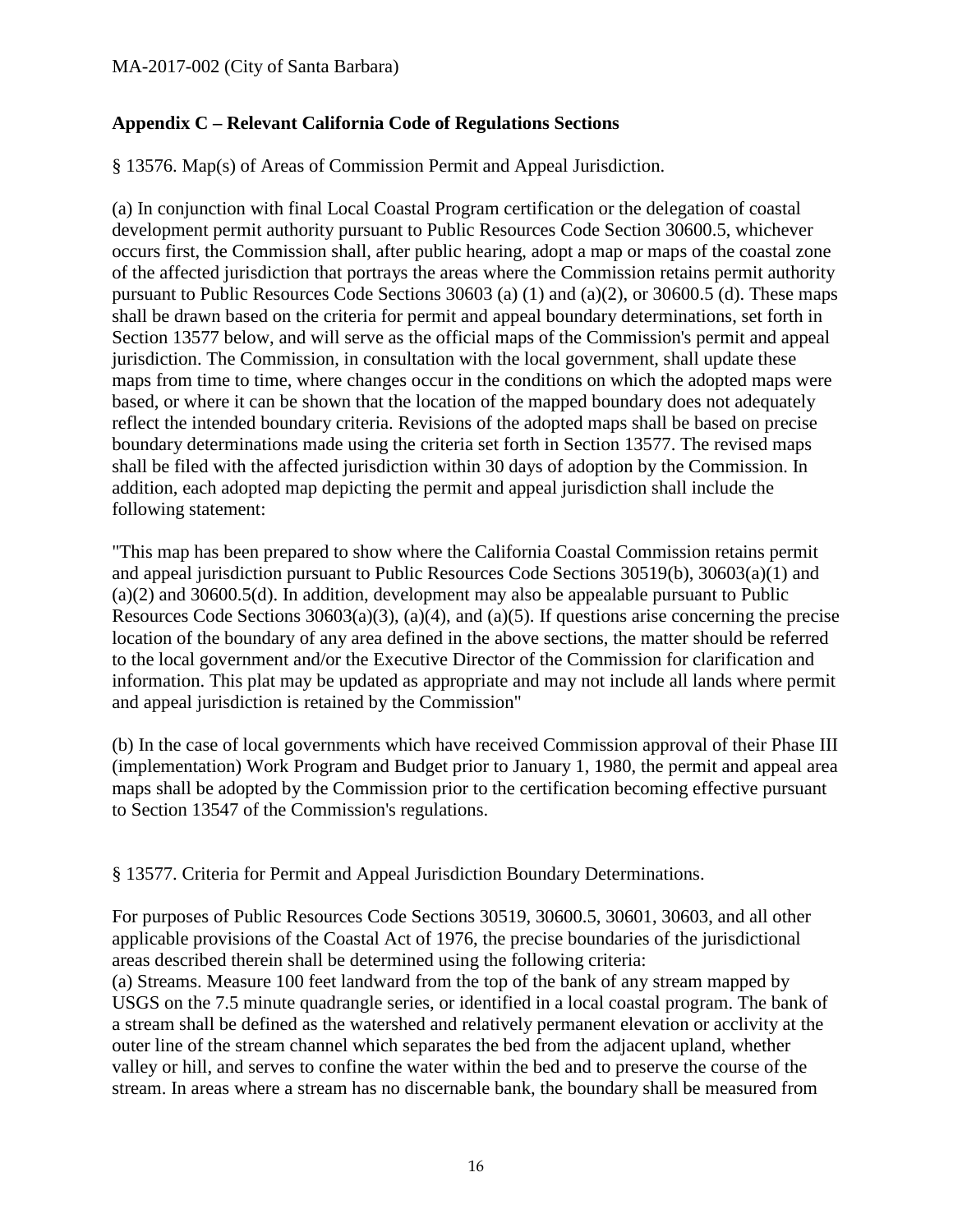## Appendix C – Relevant California Code of Regulations Sections

§ 13576. Map(s) of Areas of Commission Permit and Appeal Jurisdiction.

(a) In conjunction with final Local Coastal Program certification or the delegation of coastal development permit authority pursuant to Public Resources Code Section 30600.5, whichever occurs first, the Commission shall, after public hearing, adopt a map or maps of the coastal zone of the affected jurisdiction that portrays the areas where the Commission retains permit authority pursuant to Public Resources Code Sections 30603 (a) (1) and (a)(2), or 30600.5 (d). These maps shall be drawn based on the criteria for permit and appeal boundary determinations, set forth in Section 13577 below, and will serve as the official maps of the Commission's permit and appeal jurisdiction. The Commission, in consultation with the local government, shall update these maps from time to time, where changes occur in the conditions on which the adopted maps were based, or where it can be shown that the location of the mapped boundary does not adequately reflect the intended boundary criteria. Revisions of the adopted maps shall be based on precise boundary determinations made using the criteria set forth in Section 13577. The revised maps shall be filed with the affected jurisdiction within 30 days of adoption by the Commission. In addition, each adopted map depicting the permit and appeal jurisdiction shall include the following statement:

"This map has been prepared to show where the California Coastal Commission retains permit and appeal jurisdiction pursuant to Public Resources Code Sections 30519(b), 30603(a)(1) and (a)(2) and 30600.5(d). In addition, development may also be appealable pursuant to Public Resources Code Sections 30603(a)(3), (a)(4), and (a)(5). If questions arise concerning the precise location of the boundary of any area defined in the above sections, the matter should be referred to the local government and/or the Executive Director of the Commission for clarification and information. This plat may be updated as appropriate and may not include all lands where permit and appeal jurisdiction is retained by the Commission"

(b) In the case of local governments which have received Commission approval of their Phase III (implementation) Work Program and Budget prior to January 1, 1980, the permit and appeal area maps shall be adopted by the Commission prior to the certification becoming effective pursuant to Section 13547 of the Commission's regulations.

§ 13577. Criteria for Permit and Appeal Jurisdiction Boundary Determinations.

For purposes of Public Resources Code Sections 30519, 30600.5, 30601, 30603, and all other applicable provisions of the Coastal Act of 1976, the precise boundaries of the jurisdictional areas described therein shall be determined using the following criteria:
(a) Streams. Measure 100 feet landward from the top of the bank of any stream mapped by USGS on the 7.5 minute quadrangle series, or identified in a local coastal program. The bank of a stream shall be defined as the watershed and relatively permanent elevation or acclivity at the outer line of the stream channel which separates the bed from the adjacent upland, whether valley or hill, and serves to confine the water within the bed and to preserve the course of the stream. In areas where a stream has no discernable bank, the boundary shall be measured from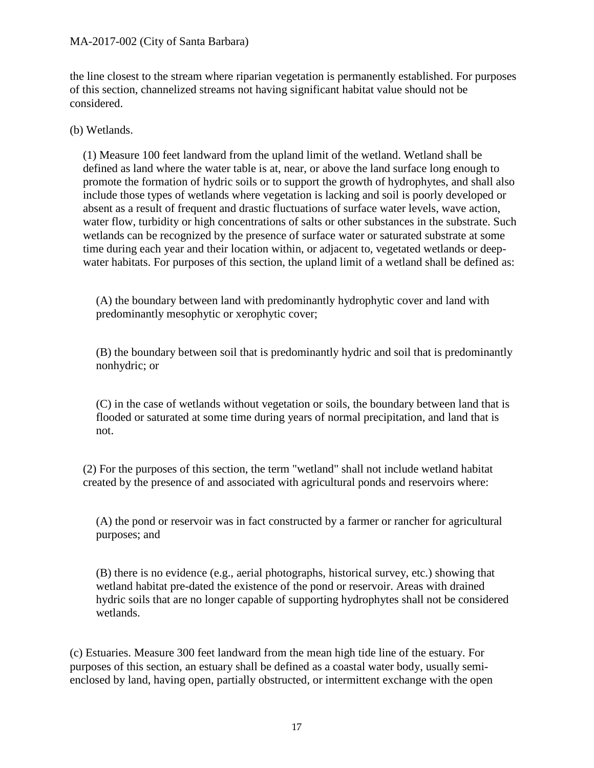the line closest to the stream where riparian vegetation is permanently established. For purposes of this section, channelized streams not having significant habitat value should not be considered.

(b) Wetlands.

(1) Measure 100 feet landward from the upland limit of the wetland. Wetland shall be defined as land where the water table is at, near, or above the land surface long enough to promote the formation of hydric soils or to support the growth of hydrophytes, and shall also include those types of wetlands where vegetation is lacking and soil is poorly developed or absent as a result of frequent and drastic fluctuations of surface water levels, wave action, water flow, turbidity or high concentrations of salts or other substances in the substrate. Such wetlands can be recognized by the presence of surface water or saturated substrate at some time during each year and their location within, or adjacent to, vegetated wetlands or deep-water habitats. For purposes of this section, the upland limit of a wetland shall be defined as:

(A) the boundary between land with predominantly hydrophytic cover and land with predominantly mesophytic or xerophytic cover;

(B) the boundary between soil that is predominantly hydric and soil that is predominantly nonhydric; or

(C) in the case of wetlands without vegetation or soils, the boundary between land that is flooded or saturated at some time during years of normal precipitation, and land that is not.

(2) For the purposes of this section, the term "wetland" shall not include wetland habitat created by the presence of and associated with agricultural ponds and reservoirs where:

(A) the pond or reservoir was in fact constructed by a farmer or rancher for agricultural purposes; and

(B) there is no evidence (e.g., aerial photographs, historical survey, etc.) showing that wetland habitat pre-dated the existence of the pond or reservoir. Areas with drained hydric soils that are no longer capable of supporting hydrophytes shall not be considered wetlands.

(c) Estuaries. Measure 300 feet landward from the mean high tide line of the estuary. For purposes of this section, an estuary shall be defined as a coastal water body, usually semi-enclosed by land, having open, partially obstructed, or intermittent exchange with the open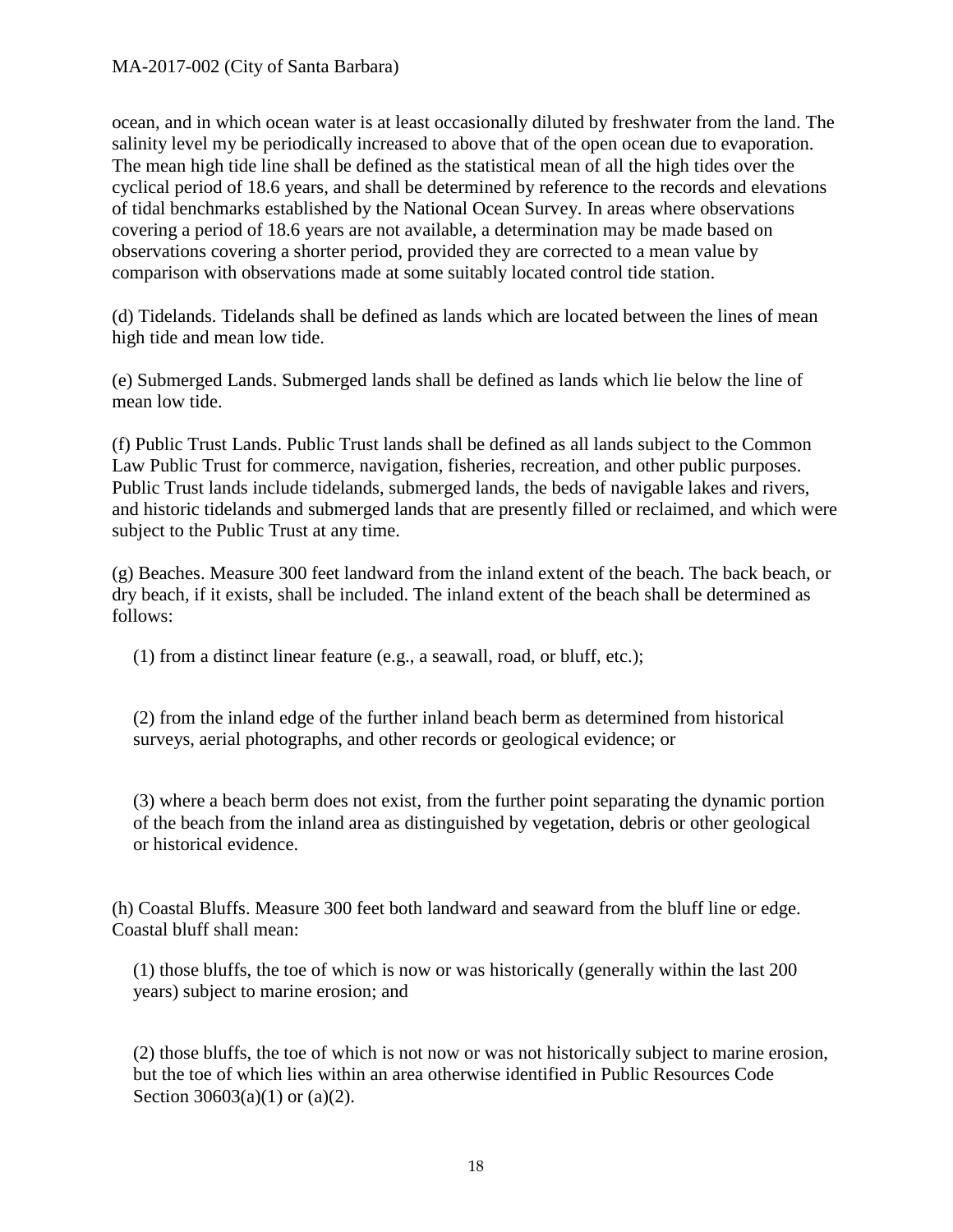ocean, and in which ocean water is at least occasionally diluted by freshwater from the land. The salinity level my be periodically increased to above that of the open ocean due to evaporation. The mean high tide line shall be defined as the statistical mean of all the high tides over the cyclical period of 18.6 years, and shall be determined by reference to the records and elevations of tidal benchmarks established by the National Ocean Survey. In areas where observations covering a period of 18.6 years are not available, a determination may be made based on observations covering a shorter period, provided they are corrected to a mean value by comparison with observations made at some suitably located control tide station.

(d) Tidelands. Tidelands shall be defined as lands which are located between the lines of mean high tide and mean low tide.

(e) Submerged Lands. Submerged lands shall be defined as lands which lie below the line of mean low tide.

(f) Public Trust Lands. Public Trust lands shall be defined as all lands subject to the Common Law Public Trust for commerce, navigation, fisheries, recreation, and other public purposes. Public Trust lands include tidelands, submerged lands, the beds of navigable lakes and rivers, and historic tidelands and submerged lands that are presently filled or reclaimed, and which were subject to the Public Trust at any time.

(g) Beaches. Measure 300 feet landward from the inland extent of the beach. The back beach, or dry beach, if it exists, shall be included. The inland extent of the beach shall be determined as follows:

(1) from a distinct linear feature (e.g., a seawall, road, or bluff, etc.);

(2) from the inland edge of the further inland beach berm as determined from historical surveys, aerial photographs, and other records or geological evidence; or

(3) where a beach berm does not exist, from the further point separating the dynamic portion of the beach from the inland area as distinguished by vegetation, debris or other geological or historical evidence.

(h) Coastal Bluffs. Measure 300 feet both landward and seaward from the bluff line or edge. Coastal bluff shall mean:

(1) those bluffs, the toe of which is now or was historically (generally within the last 200 years) subject to marine erosion; and

(2) those bluffs, the toe of which is not now or was not historically subject to marine erosion, but the toe of which lies within an area otherwise identified in Public Resources Code Section 30603(a)(1) or (a)(2).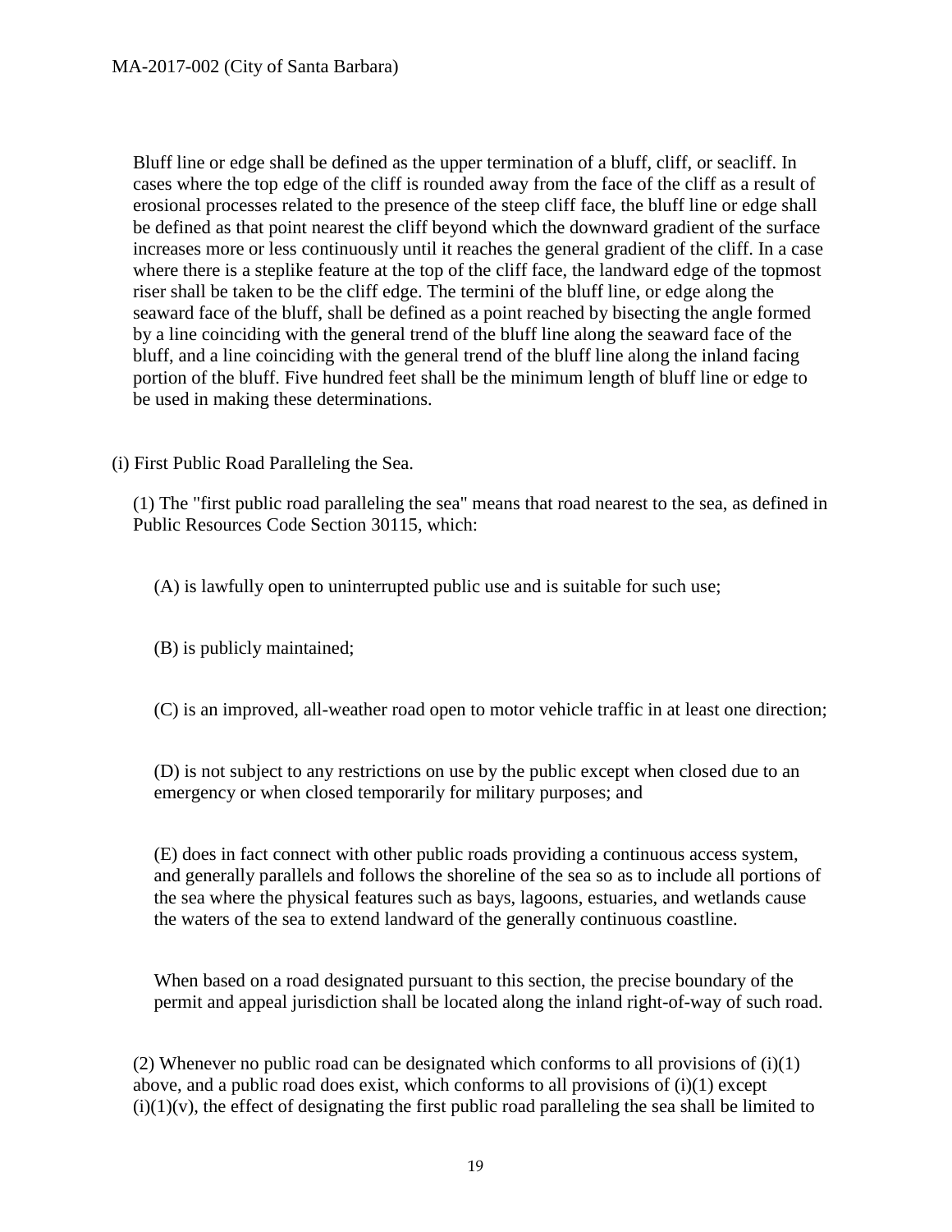Bluff line or edge shall be defined as the upper termination of a bluff, cliff, or seacliff. In cases where the top edge of the cliff is rounded away from the face of the cliff as a result of erosional processes related to the presence of the steep cliff face, the bluff line or edge shall be defined as that point nearest the cliff beyond which the downward gradient of the surface increases more or less continuously until it reaches the general gradient of the cliff. In a case where there is a steplike feature at the top of the cliff face, the landward edge of the topmost riser shall be taken to be the cliff edge. The termini of the bluff line, or edge along the seaward face of the bluff, shall be defined as a point reached by bisecting the angle formed by a line coinciding with the general trend of the bluff line along the seaward face of the bluff, and a line coinciding with the general trend of the bluff line along the inland facing portion of the bluff. Five hundred feet shall be the minimum length of bluff line or edge to be used in making these determinations.

(i) First Public Road Paralleling the Sea.

(1) The "first public road paralleling the sea" means that road nearest to the sea, as defined in Public Resources Code Section 30115, which:

(A) is lawfully open to uninterrupted public use and is suitable for such use;

(B) is publicly maintained;

(C) is an improved, all-weather road open to motor vehicle traffic in at least one direction;

(D) is not subject to any restrictions on use by the public except when closed due to an emergency or when closed temporarily for military purposes; and

(E) does in fact connect with other public roads providing a continuous access system, and generally parallels and follows the shoreline of the sea so as to include all portions of the sea where the physical features such as bays, lagoons, estuaries, and wetlands cause the waters of the sea to extend landward of the generally continuous coastline.

When based on a road designated pursuant to this section, the precise boundary of the permit and appeal jurisdiction shall be located along the inland right-of-way of such road.

(2) Whenever no public road can be designated which conforms to all provisions of (i)(1) above, and a public road does exist, which conforms to all provisions of (i)(1) except (i)(1)(v), the effect of designating the first public road paralleling the sea shall be limited to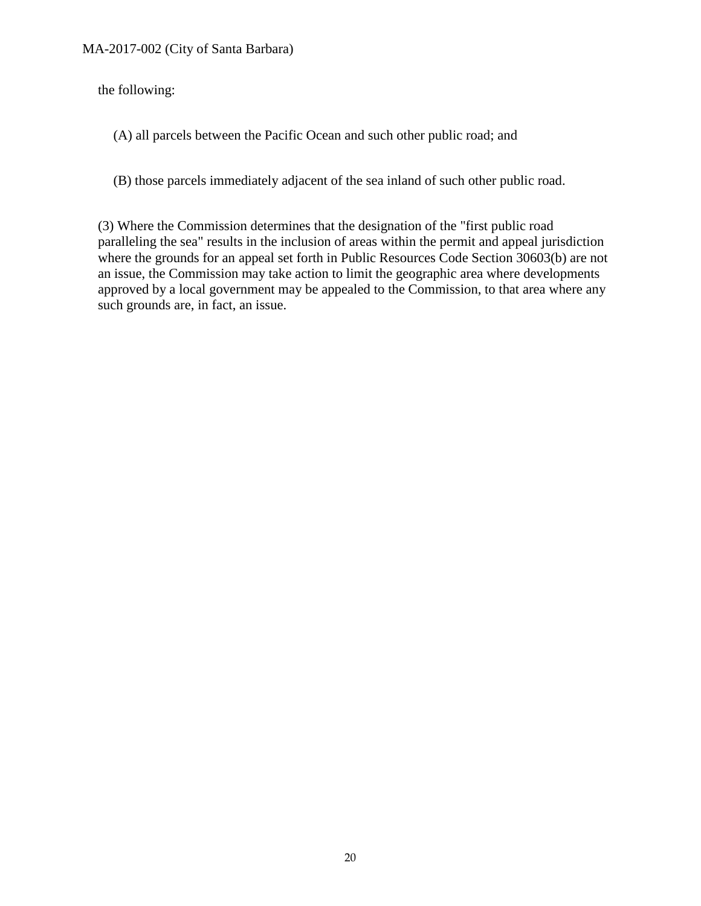the following:

(A) all parcels between the Pacific Ocean and such other public road; and

(B) those parcels immediately adjacent of the sea inland of such other public road.

(3) Where the Commission determines that the designation of the "first public road paralleling the sea" results in the inclusion of areas within the permit and appeal jurisdiction where the grounds for an appeal set forth in Public Resources Code Section 30603(b) are not an issue, the Commission may take action to limit the geographic area where developments approved by a local government may be appealed to the Commission, to that area where any such grounds are, in fact, an issue.